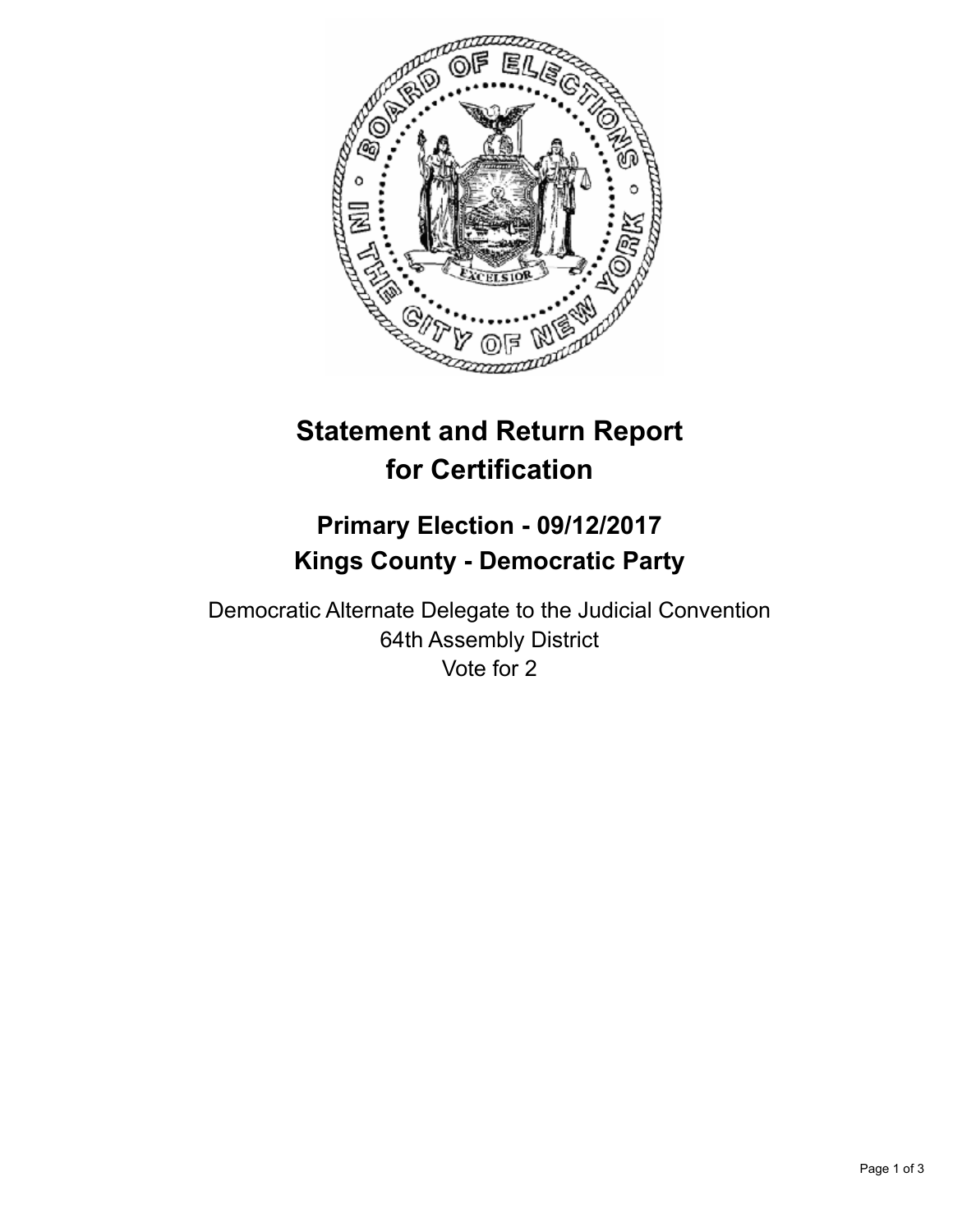# Statement and Return Report for Certification

## Primary Election - 09/12/2017
## Kings County - Democratic Party

Democratic Alternate Delegate to the Judicial Convention
64th Assembly District
Vote for 2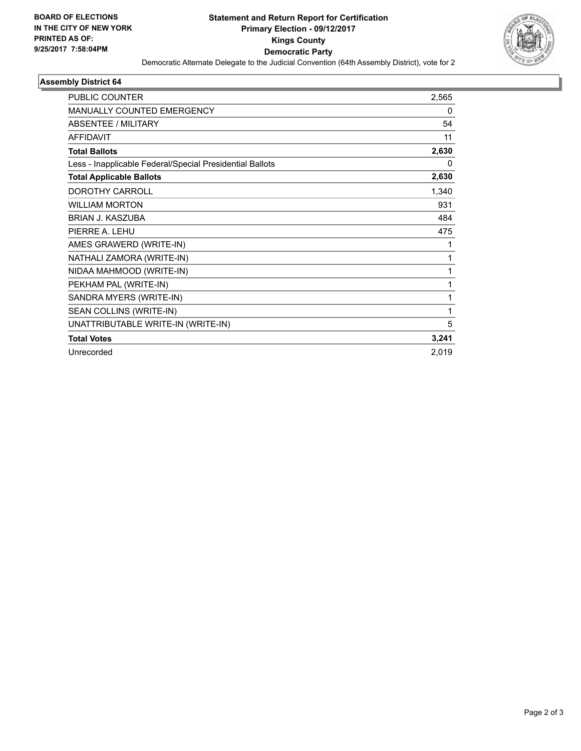**BOARD OF ELECTIONS IN THE CITY OF NEW YORK PRINTED AS OF: 9/25/2017 7:58:04PM**

**Statement and Return Report for Certification**
**Primary Election - 09/12/2017**
**Kings County**
**Democratic Party**

Democratic Alternate Delegate to the Judicial Convention (64th Assembly District), vote for 2

### Assembly District 64

| | |
|---|---|
| PUBLIC COUNTER | 2,565 |
| MANUALLY COUNTED EMERGENCY | 0 |
| ABSENTEE / MILITARY | 54 |
| AFFIDAVIT | 11 |
| **Total Ballots** | **2,630** |
| Less - Inapplicable Federal/Special Presidential Ballots | 0 |
| **Total Applicable Ballots** | **2,630** |
| DOROTHY CARROLL | 1,340 |
| WILLIAM MORTON | 931 |
| BRIAN J. KASZUBA | 484 |
| PIERRE A. LEHU | 475 |
| AMES GRAWERD (WRITE-IN) | 1 |
| NATHALI ZAMORA (WRITE-IN) | 1 |
| NIDAA MAHMOOD (WRITE-IN) | 1 |
| PEKHAM PAL (WRITE-IN) | 1 |
| SANDRA MYERS (WRITE-IN) | 1 |
| SEAN COLLINS (WRITE-IN) | 1 |
| UNATTRIBUTABLE WRITE-IN (WRITE-IN) | 5 |
| **Total Votes** | **3,241** |
| Unrecorded | 2,019 |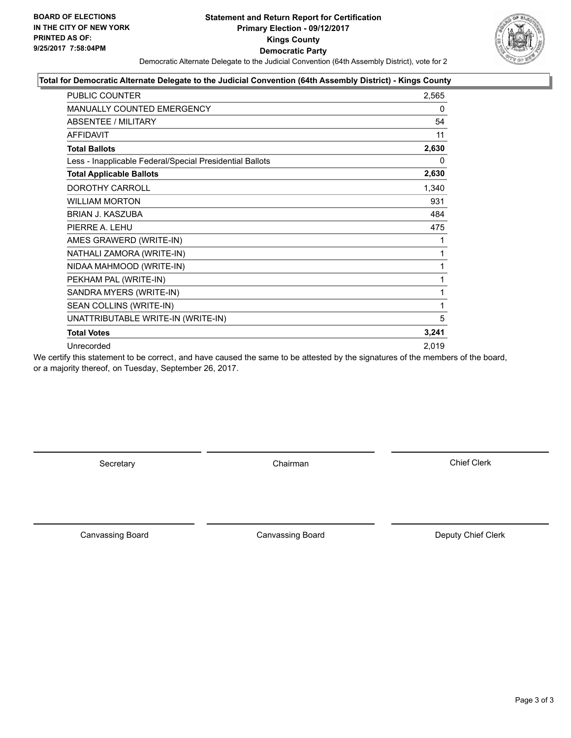**BOARD OF ELECTIONS IN THE CITY OF NEW YORK PRINTED AS OF: 9/25/2017 7:58:04PM**

# Statement and Return Report for Certification
## Primary Election - 09/12/2017
## Kings County
## Democratic Party

Democratic Alternate Delegate to the Judicial Convention (64th Assembly District), vote for 2

### Total for Democratic Alternate Delegate to the Judicial Convention (64th Assembly District) - Kings County

| | |
|---|---|
| PUBLIC COUNTER | 2,565 |
| MANUALLY COUNTED EMERGENCY | 0 |
| ABSENTEE / MILITARY | 54 |
| AFFIDAVIT | 11 |
| **Total Ballots** | **2,630** |
| Less - Inapplicable Federal/Special Presidential Ballots | 0 |
| **Total Applicable Ballots** | **2,630** |
| DOROTHY CARROLL | 1,340 |
| WILLIAM MORTON | 931 |
| BRIAN J. KASZUBA | 484 |
| PIERRE A. LEHU | 475 |
| AMES GRAWERD (WRITE-IN) | 1 |
| NATHALI ZAMORA (WRITE-IN) | 1 |
| NIDAA MAHMOOD (WRITE-IN) | 1 |
| PEKHAM PAL (WRITE-IN) | 1 |
| SANDRA MYERS (WRITE-IN) | 1 |
| SEAN COLLINS (WRITE-IN) | 1 |
| UNATTRIBUTABLE WRITE-IN (WRITE-IN) | 5 |
| **Total Votes** | **3,241** |
| Unrecorded | 2,019 |

We certify this statement to be correct, and have caused the same to be attested by the signatures of the members of the board, or a majority thereof, on Tuesday, September 26, 2017.

Secretary

Chairman

Chief Clerk

Canvassing Board

Canvassing Board

Deputy Chief Clerk